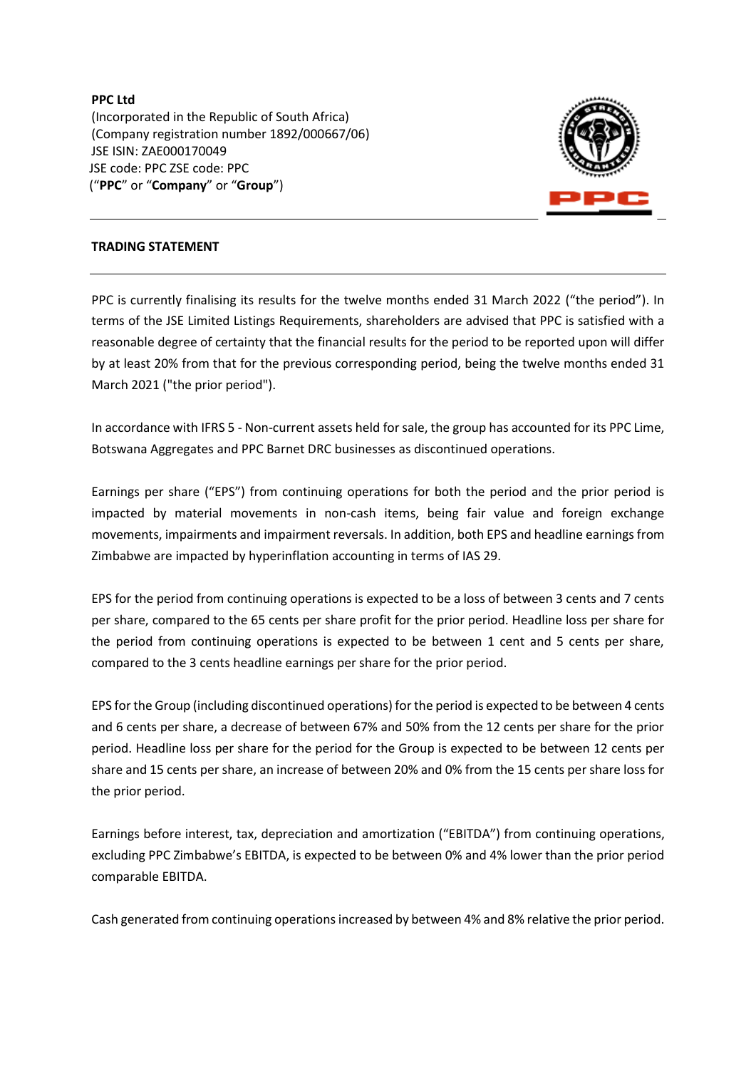**PPC Ltd**
(Incorporated in the Republic of South Africa)
(Company registration number 1892/000667/06)
JSE ISIN: ZAE000170049
JSE code: PPC ZSE code: PPC
("**PPC**" or "**Company**" or "**Group**")

## TRADING STATEMENT

PPC is currently finalising its results for the twelve months ended 31 March 2022 ("the period"). In terms of the JSE Limited Listings Requirements, shareholders are advised that PPC is satisfied with a reasonable degree of certainty that the financial results for the period to be reported upon will differ by at least 20% from that for the previous corresponding period, being the twelve months ended 31 March 2021 ("the prior period").

In accordance with IFRS 5 - Non-current assets held for sale, the group has accounted for its PPC Lime, Botswana Aggregates and PPC Barnet DRC businesses as discontinued operations.

Earnings per share ("EPS") from continuing operations for both the period and the prior period is impacted by material movements in non-cash items, being fair value and foreign exchange movements, impairments and impairment reversals. In addition, both EPS and headline earnings from Zimbabwe are impacted by hyperinflation accounting in terms of IAS 29.

EPS for the period from continuing operations is expected to be a loss of between 3 cents and 7 cents per share, compared to the 65 cents per share profit for the prior period. Headline loss per share for the period from continuing operations is expected to be between 1 cent and 5 cents per share, compared to the 3 cents headline earnings per share for the prior period.

EPS for the Group (including discontinued operations) for the period is expected to be between 4 cents and 6 cents per share, a decrease of between 67% and 50% from the 12 cents per share for the prior period. Headline loss per share for the period for the Group is expected to be between 12 cents per share and 15 cents per share, an increase of between 20% and 0% from the 15 cents per share loss for the prior period.

Earnings before interest, tax, depreciation and amortization ("EBITDA") from continuing operations, excluding PPC Zimbabwe's EBITDA, is expected to be between 0% and 4% lower than the prior period comparable EBITDA.

Cash generated from continuing operations increased by between 4% and 8% relative the prior period.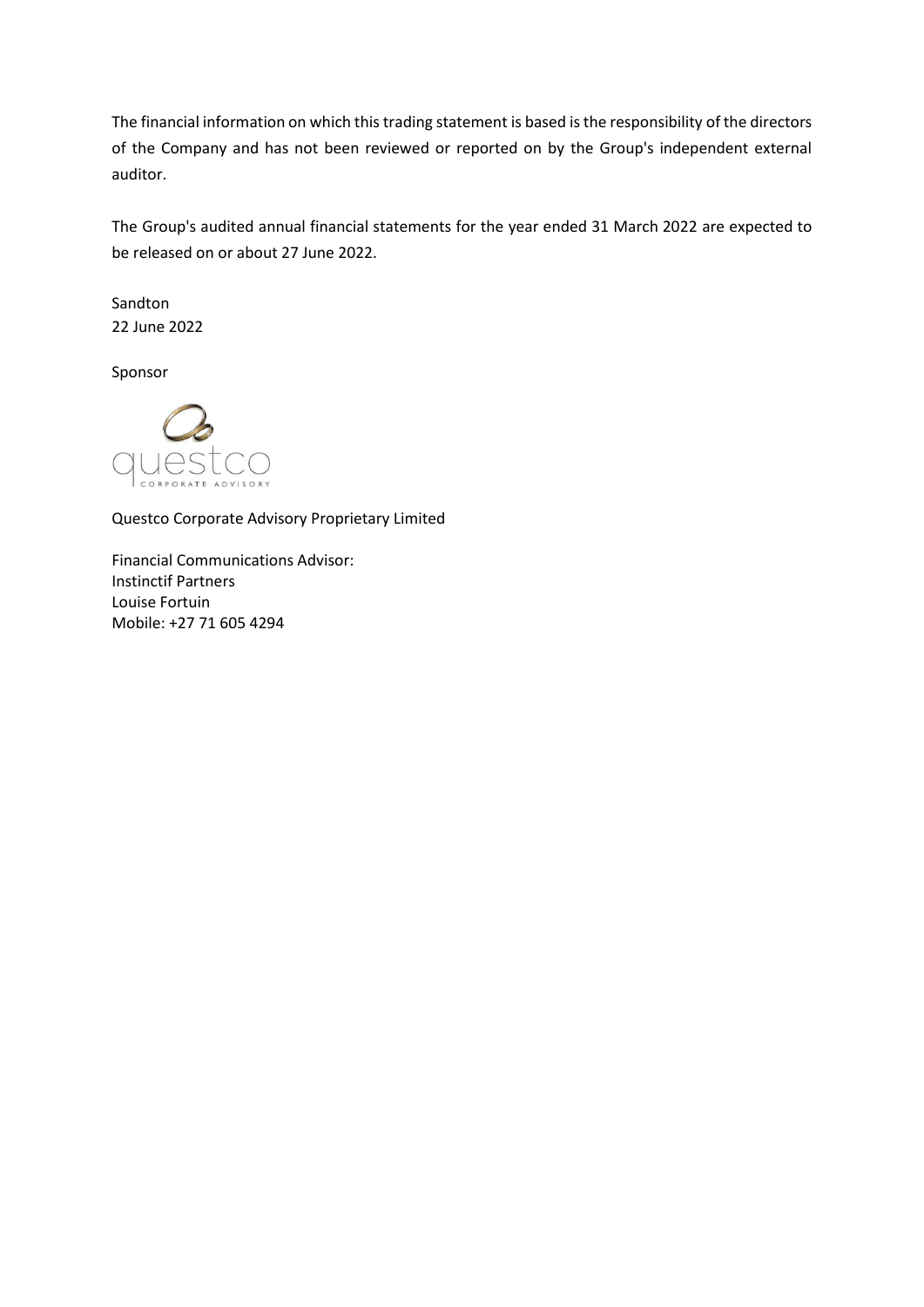The financial information on which this trading statement is based is the responsibility of the directors of the Company and has not been reviewed or reported on by the Group's independent external auditor.

The Group's audited annual financial statements for the year ended 31 March 2022 are expected to be released on or about 27 June 2022.

Sandton
22 June 2022

Sponsor

Questco Corporate Advisory Proprietary Limited

Financial Communications Advisor:
Instinctif Partners
Louise Fortuin
Mobile: +27 71 605 4294